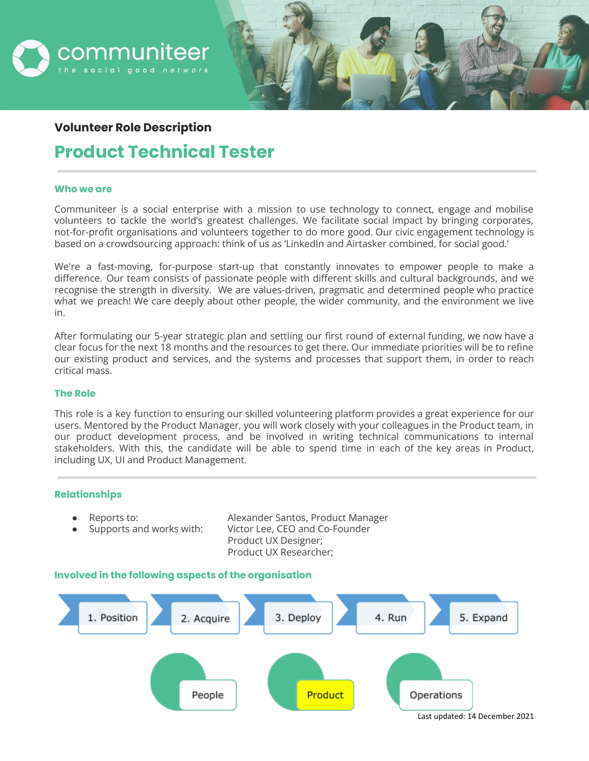communiteer

*the social good network*

**Volunteer Role Description**

# Product Technical Tester

### Who we are

Communiteer is a social enterprise with a mission to use technology to connect, engage and mobilise volunteers to tackle the world's greatest challenges. We facilitate social impact by bringing corporates, not-for-profit organisations and volunteers together to do more good. Our civic engagement technology is based on a crowdsourcing approach: think of us as 'LinkedIn and Airtasker combined, for social good.'

We're a fast-moving, for-purpose start-up that constantly innovates to empower people to make a difference. Our team consists of passionate people with different skills and cultural backgrounds, and we recognise the strength in diversity. We are values-driven, pragmatic and determined people who practice what we preach! We care deeply about other people, the wider community, and the environment we live in.

After formulating our 5-year strategic plan and settling our first round of external funding, we now have a clear focus for the next 18 months and the resources to get there. Our immediate priorities will be to refine our existing product and services, and the systems and processes that support them, in order to reach critical mass.

### The Role

This role is a key function to ensuring our skilled volunteering platform provides a great experience for our users. Mentored by the Product Manager, you will work closely with your colleagues in the Product team, in our product development process, and be involved in writing technical communications to internal stakeholders. With this, the candidate will be able to spend time in each of the key areas in Product, including UX, UI and Product Management.

### Relationships

- Reports to: Alexander Santos, Product Manager
- Supports and works with: Victor Lee, CEO and Co-Founder; Product UX Designer; Product UX Researcher;

### Involved in the following aspects of the organisation

1. Position → 2. Acquire → 3. Deploy → 4. Run → 5. Expand

People | **Product** | Operations

Last updated: 14 December 2021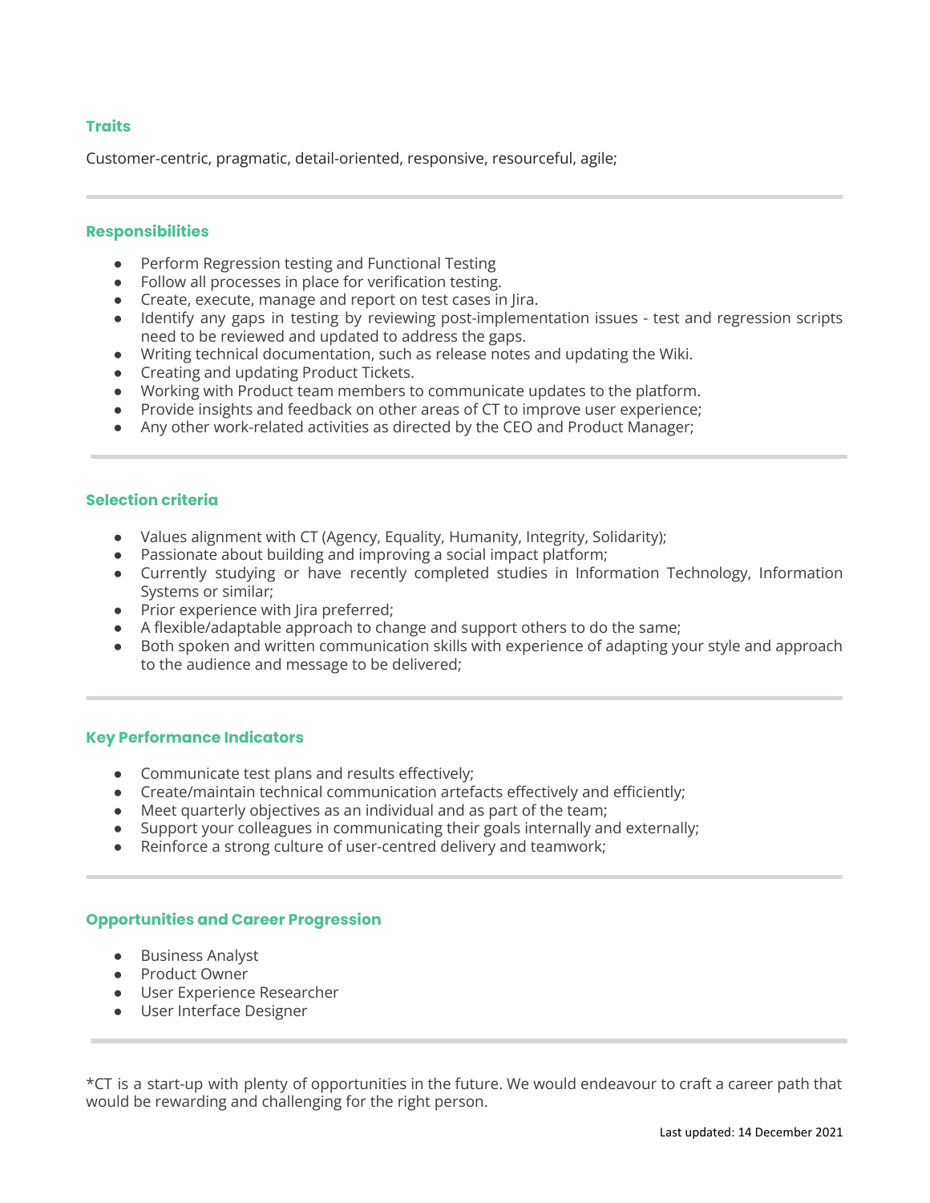## Traits

Customer-centric, pragmatic, detail-oriented, responsive, resourceful, agile;

---

## Responsibilities

- Perform Regression testing and Functional Testing
- Follow all processes in place for verification testing.
- Create, execute, manage and report on test cases in Jira.
- Identify any gaps in testing by reviewing post-implementation issues - test and regression scripts need to be reviewed and updated to address the gaps.
- Writing technical documentation, such as release notes and updating the Wiki.
- Creating and updating Product Tickets.
- Working with Product team members to communicate updates to the platform.
- Provide insights and feedback on other areas of CT to improve user experience;
- Any other work-related activities as directed by the CEO and Product Manager;

---

## Selection criteria

- Values alignment with CT (Agency, Equality, Humanity, Integrity, Solidarity);
- Passionate about building and improving a social impact platform;
- Currently studying or have recently completed studies in Information Technology, Information Systems or similar;
- Prior experience with Jira preferred;
- A flexible/adaptable approach to change and support others to do the same;
- Both spoken and written communication skills with experience of adapting your style and approach to the audience and message to be delivered;

---

## Key Performance Indicators

- Communicate test plans and results effectively;
- Create/maintain technical communication artefacts effectively and efficiently;
- Meet quarterly objectives as an individual and as part of the team;
- Support your colleagues in communicating their goals internally and externally;
- Reinforce a strong culture of user-centred delivery and teamwork;

---

## Opportunities and Career Progression

- Business Analyst
- Product Owner
- User Experience Researcher
- User Interface Designer

---

*CT is a start-up with plenty of opportunities in the future. We would endeavour to craft a career path that would be rewarding and challenging for the right person.

Last updated: 14 December 2021